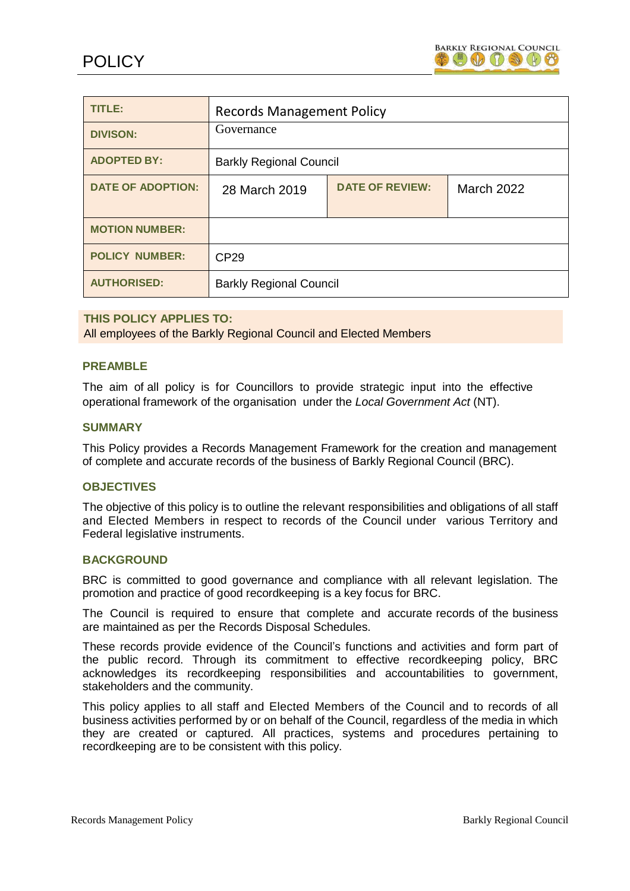# POLICY

| TITLE: | Records Management Policy | | |
|---|---|---|---|
| DIVISON: | Governance | | |
| ADOPTED BY: | Barkly Regional Council | | |
| DATE OF ADOPTION: | 28 March 2019 | DATE OF REVIEW: | March 2022 |
| MOTION NUMBER: | | | |
| POLICY NUMBER: | CP29 | | |
| AUTHORISED: | Barkly Regional Council | | |

**THIS POLICY APPLIES TO:**
All employees of the Barkly Regional Council and Elected Members

### PREAMBLE

The aim of all policy is for Councillors to provide strategic input into the effective operational framework of the organisation under the *Local Government Act* (NT).

### SUMMARY

This Policy provides a Records Management Framework for the creation and management of complete and accurate records of the business of Barkly Regional Council (BRC).

### OBJECTIVES

The objective of this policy is to outline the relevant responsibilities and obligations of all staff and Elected Members in respect to records of the Council under various Territory and Federal legislative instruments.

### BACKGROUND

BRC is committed to good governance and compliance with all relevant legislation. The promotion and practice of good recordkeeping is a key focus for BRC.

The Council is required to ensure that complete and accurate records of the business are maintained as per the Records Disposal Schedules.

These records provide evidence of the Council's functions and activities and form part of the public record. Through its commitment to effective recordkeeping policy, BRC acknowledges its recordkeeping responsibilities and accountabilities to government, stakeholders and the community.

This policy applies to all staff and Elected Members of the Council and to records of all business activities performed by or on behalf of the Council, regardless of the media in which they are created or captured. All practices, systems and procedures pertaining to recordkeeping are to be consistent with this policy.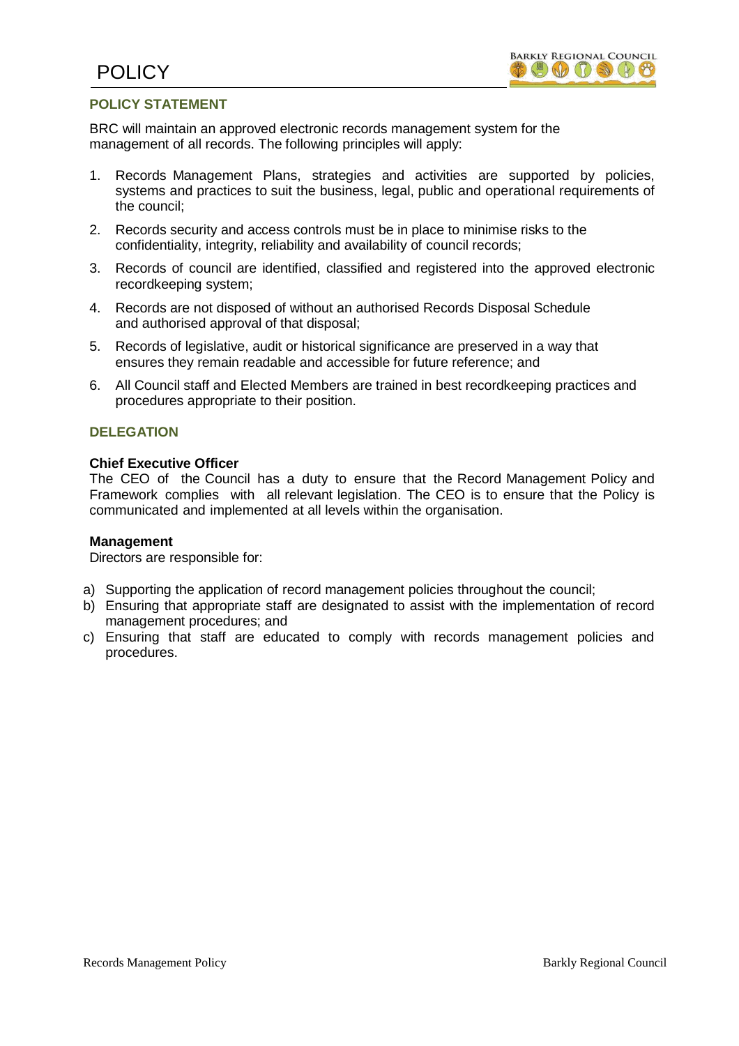# POLICY

## POLICY STATEMENT

BRC will maintain an approved electronic records management system for the management of all records. The following principles will apply:

1. Records Management Plans, strategies and activities are supported by policies, systems and practices to suit the business, legal, public and operational requirements of the council;
2. Records security and access controls must be in place to minimise risks to the confidentiality, integrity, reliability and availability of council records;
3. Records of council are identified, classified and registered into the approved electronic recordkeeping system;
4. Records are not disposed of without an authorised Records Disposal Schedule and authorised approval of that disposal;
5. Records of legislative, audit or historical significance are preserved in a way that ensures they remain readable and accessible for future reference; and
6. All Council staff and Elected Members are trained in best recordkeeping practices and procedures appropriate to their position.

## DELEGATION

**Chief Executive Officer**

The CEO of the Council has a duty to ensure that the Record Management Policy and Framework complies with all relevant legislation. The CEO is to ensure that the Policy is communicated and implemented at all levels within the organisation.

**Management**

Directors are responsible for:

a) Supporting the application of record management policies throughout the council;
b) Ensuring that appropriate staff are designated to assist with the implementation of record management procedures; and
c) Ensuring that staff are educated to comply with records management policies and procedures.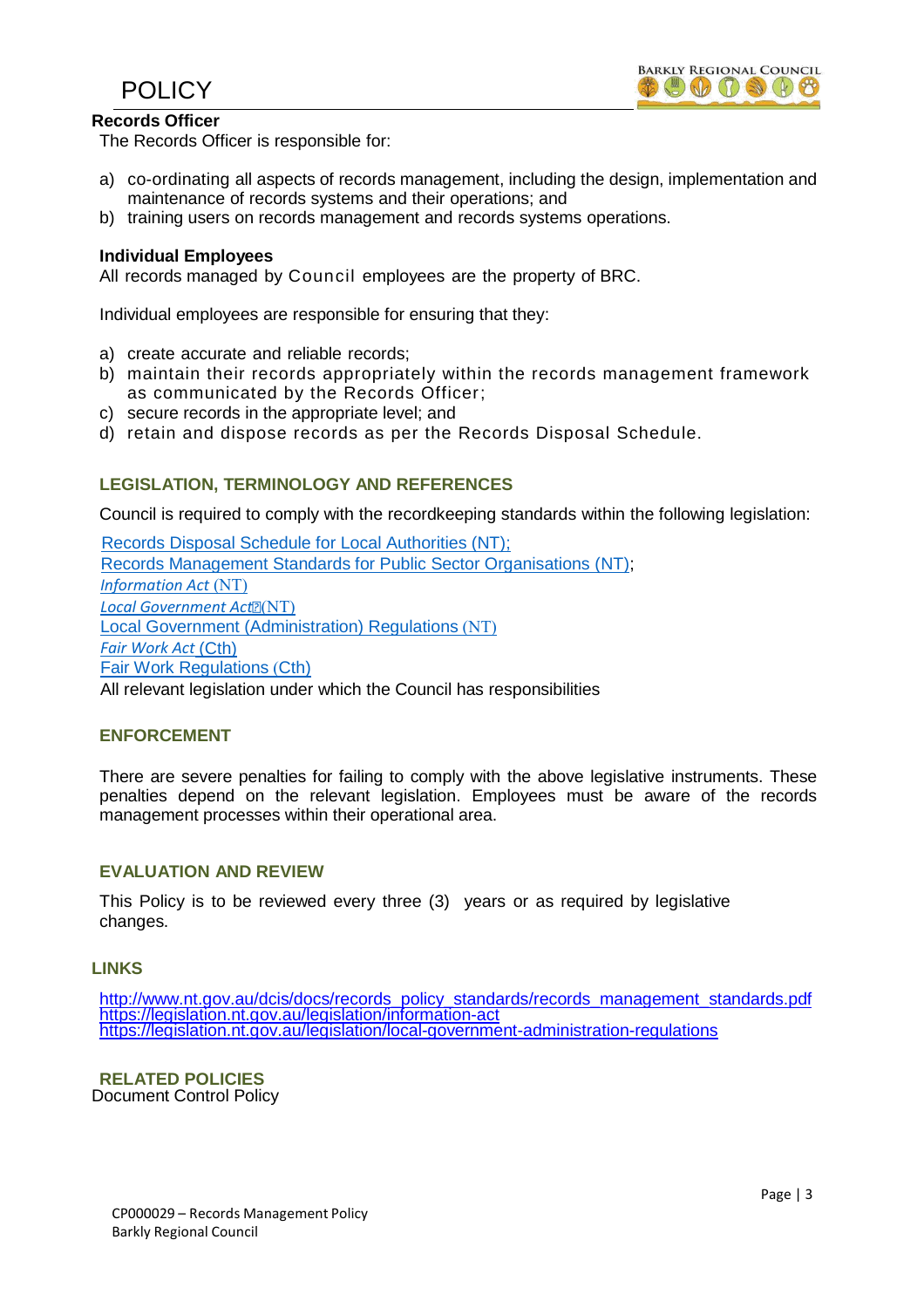### Records Officer

The Records Officer is responsible for:

a) co-ordinating all aspects of records management, including the design, implementation and maintenance of records systems and their operations; and
b) training users on records management and records systems operations.

### Individual Employees

All records managed by Council employees are the property of BRC.

Individual employees are responsible for ensuring that they:

a) create accurate and reliable records;
b) maintain their records appropriately within the records management framework as communicated by the Records Officer;
c) secure records in the appropriate level; and
d) retain and dispose records as per the Records Disposal Schedule.

## LEGISLATION, TERMINOLOGY AND REFERENCES

Council is required to comply with the recordkeeping standards within the following legislation:

Records Disposal Schedule for Local Authorities (NT);
Records Management Standards for Public Sector Organisations (NT);
*Information Act* (NT)
*Local Government Act* (NT)
Local Government (Administration) Regulations (NT)
*Fair Work Act* (Cth)
Fair Work Regulations (Cth)
All relevant legislation under which the Council has responsibilities

## ENFORCEMENT

There are severe penalties for failing to comply with the above legislative instruments. These penalties depend on the relevant legislation. Employees must be aware of the records management processes within their operational area.

## EVALUATION AND REVIEW

This Policy is to be reviewed every three (3) years or as required by legislative changes.

## LINKS

http://www.nt.gov.au/dcis/docs/records_policy_standards/records_management_standards.pdf
https://legislation.nt.gov.au/legislation/information-act
https://legislation.nt.gov.au/legislation/local-government-administration-regulations

## RELATED POLICIES

Document Control Policy